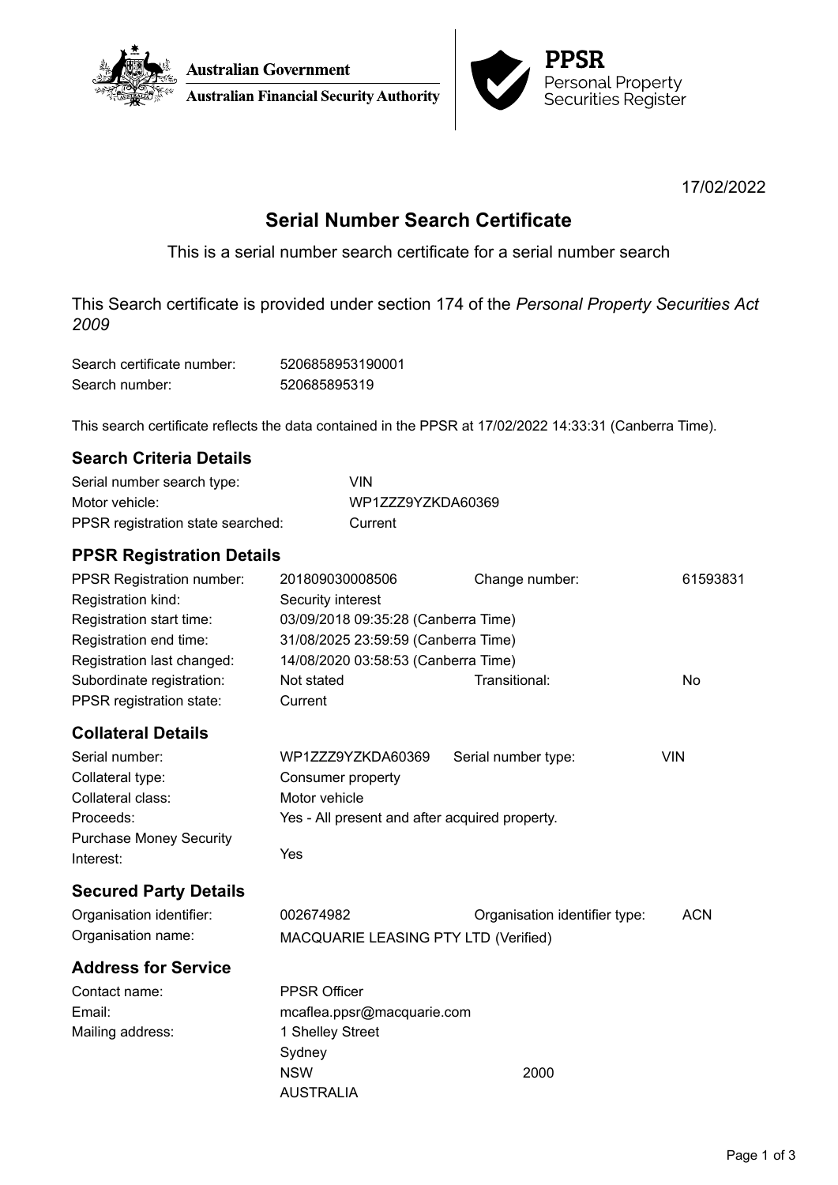Australian Government
Australian Financial Security Authority

**PPSR**
Personal Property Securities Register

17/02/2022

# Serial Number Search Certificate

This is a serial number search certificate for a serial number search

This Search certificate is provided under section 174 of the *Personal Property Securities Act 2009*

| | |
|---|---|
| Search certificate number: | 5206858953190001 |
| Search number: | 520685895319 |

This search certificate reflects the data contained in the PPSR at 17/02/2022 14:33:31 (Canberra Time).

## Search Criteria Details

| | |
|---|---|
| Serial number search type: | VIN |
| Motor vehicle: | WP1ZZZ9YZKDA60369 |
| PPSR registration state searched: | Current |

## PPSR Registration Details

| | | | |
|---|---|---|---|
| PPSR Registration number: | 201809030008506 | Change number: | 61593831 |
| Registration kind: | Security interest | | |
| Registration start time: | 03/09/2018 09:35:28 (Canberra Time) | | |
| Registration end time: | 31/08/2025 23:59:59 (Canberra Time) | | |
| Registration last changed: | 14/08/2020 03:58:53 (Canberra Time) | | |
| Subordinate registration: | Not stated | Transitional: | No |
| PPSR registration state: | Current | | |

## Collateral Details

| | | | |
|---|---|---|---|
| Serial number: | WP1ZZZ9YZKDA60369 | Serial number type: | VIN |
| Collateral type: | Consumer property | | |
| Collateral class: | Motor vehicle | | |
| Proceeds: | Yes - All present and after acquired property. | | |
| Purchase Money Security Interest: | Yes | | |

## Secured Party Details

| | | | |
|---|---|---|---|
| Organisation identifier: | 002674982 | Organisation identifier type: | ACN |
| Organisation name: | MACQUARIE LEASING PTY LTD (Verified) | | |

## Address for Service

| | | |
|---|---|---|
| Contact name: | PPSR Officer | |
| Email: | mcaflea.ppsr@macquarie.com | |
| Mailing address: | 1 Shelley Street | |
| | Sydney | |
| | NSW | 2000 |
| | AUSTRALIA | |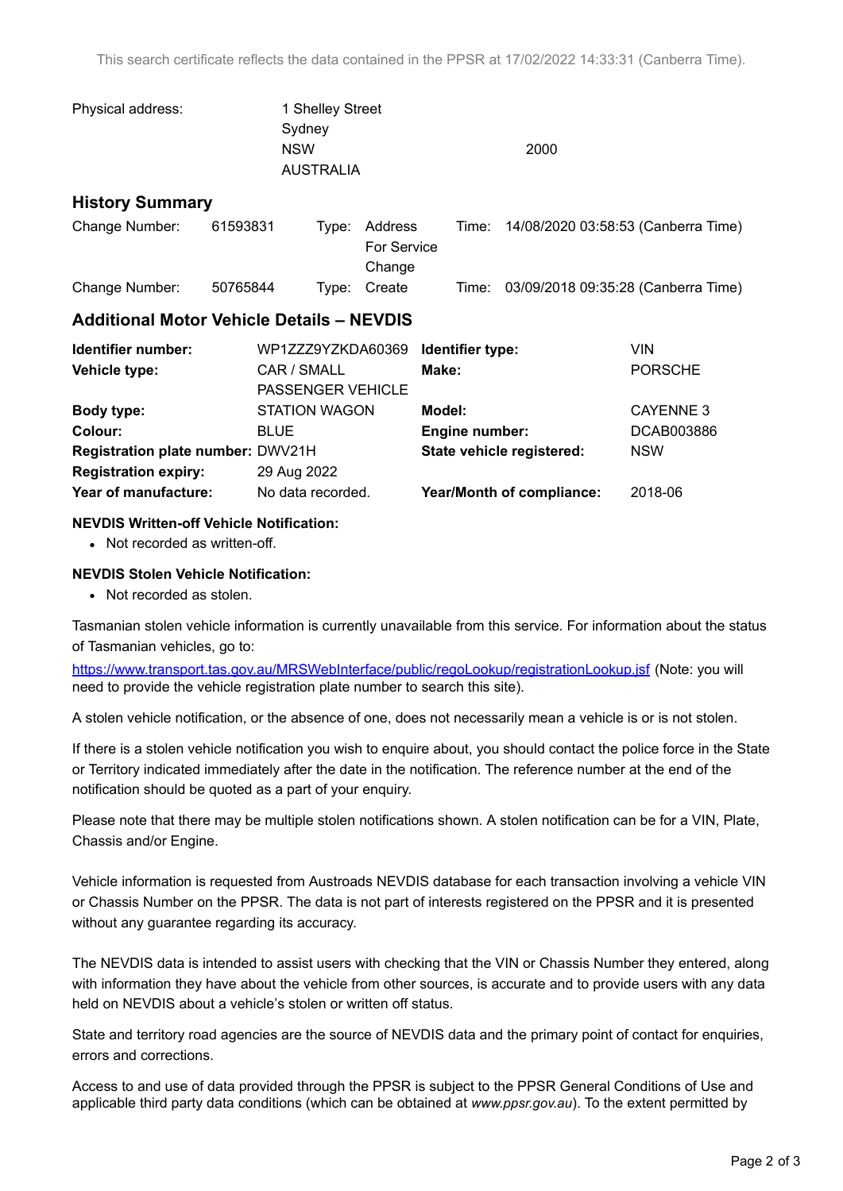This search certificate reflects the data contained in the PPSR at 17/02/2022 14:33:31 (Canberra Time).

| | |
|---|---|
| Physical address: | 1 Shelley Street<br>Sydney<br>NSW 2000<br>AUSTRALIA |

## History Summary

| | | | | | |
|---|---|---|---|---|---|
| Change Number: | 61593831 | Type: | Address For Service Change | Time: | 14/08/2020 03:58:53 (Canberra Time) |
| Change Number: | 50765844 | Type: | Create | Time: | 03/09/2018 09:35:28 (Canberra Time) |

## Additional Motor Vehicle Details – NEVDIS

| | | | |
|---|---|---|---|
| **Identifier number:** | WP1ZZZ9YZKDA60369 | **Identifier type:** | VIN |
| **Vehicle type:** | CAR / SMALL PASSENGER VEHICLE | **Make:** | PORSCHE |
| **Body type:** | STATION WAGON | **Model:** | CAYENNE 3 |
| **Colour:** | BLUE | **Engine number:** | DCAB003886 |
| **Registration plate number:** | DWV21H | **State vehicle registered:** | NSW |
| **Registration expiry:** | 29 Aug 2022 | | |
| **Year of manufacture:** | No data recorded. | **Year/Month of compliance:** | 2018-06 |

**NEVDIS Written-off Vehicle Notification:**

- Not recorded as written-off.

**NEVDIS Stolen Vehicle Notification:**

- Not recorded as stolen.

Tasmanian stolen vehicle information is currently unavailable from this service. For information about the status of Tasmanian vehicles, go to:

https://www.transport.tas.gov.au/MRSWebInterface/public/regoLookup/registrationLookup.jsf (Note: you will need to provide the vehicle registration plate number to search this site).

A stolen vehicle notification, or the absence of one, does not necessarily mean a vehicle is or is not stolen.

If there is a stolen vehicle notification you wish to enquire about, you should contact the police force in the State or Territory indicated immediately after the date in the notification. The reference number at the end of the notification should be quoted as a part of your enquiry.

Please note that there may be multiple stolen notifications shown. A stolen notification can be for a VIN, Plate, Chassis and/or Engine.

Vehicle information is requested from Austroads NEVDIS database for each transaction involving a vehicle VIN or Chassis Number on the PPSR. The data is not part of interests registered on the PPSR and it is presented without any guarantee regarding its accuracy.

The NEVDIS data is intended to assist users with checking that the VIN or Chassis Number they entered, along with information they have about the vehicle from other sources, is accurate and to provide users with any data held on NEVDIS about a vehicle's stolen or written off status.

State and territory road agencies are the source of NEVDIS data and the primary point of contact for enquiries, errors and corrections.

Access to and use of data provided through the PPSR is subject to the PPSR General Conditions of Use and applicable third party data conditions (which can be obtained at *www.ppsr.gov.au*). To the extent permitted by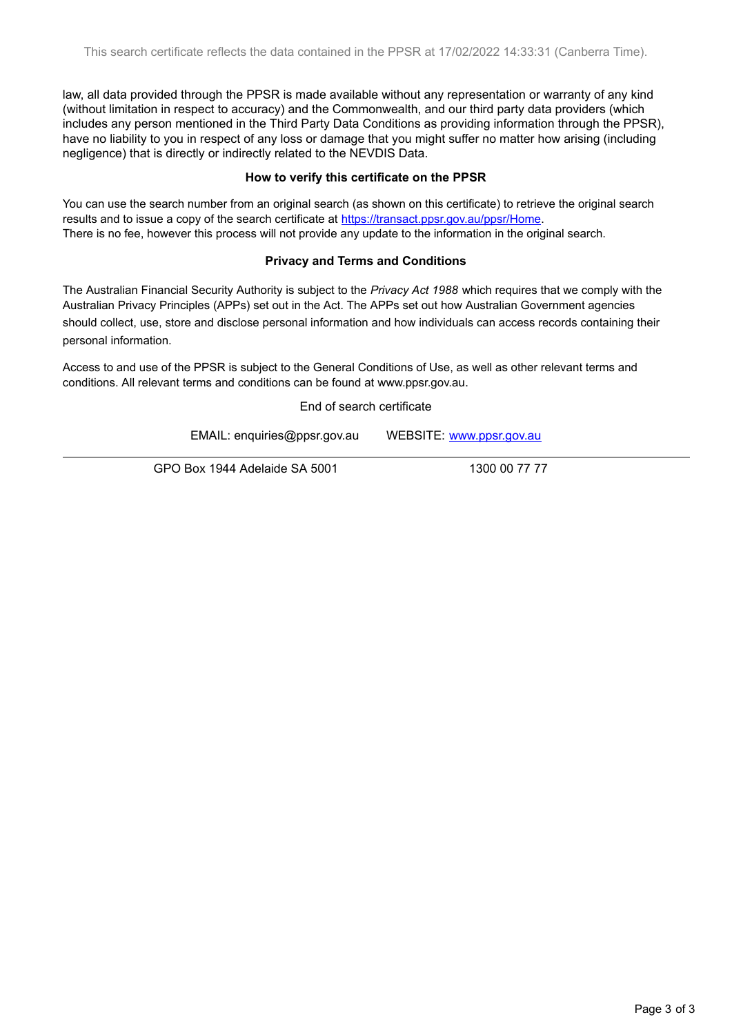law, all data provided through the PPSR is made available without any representation or warranty of any kind (without limitation in respect to accuracy) and the Commonwealth, and our third party data providers (which includes any person mentioned in the Third Party Data Conditions as providing information through the PPSR), have no liability to you in respect of any loss or damage that you might suffer no matter how arising (including negligence) that is directly or indirectly related to the NEVDIS Data.

**How to verify this certificate on the PPSR**

You can use the search number from an original search (as shown on this certificate) to retrieve the original search results and to issue a copy of the search certificate at https://transact.ppsr.gov.au/ppsr/Home.
There is no fee, however this process will not provide any update to the information in the original search.

**Privacy and Terms and Conditions**

The Australian Financial Security Authority is subject to the *Privacy Act 1988* which requires that we comply with the Australian Privacy Principles (APPs) set out in the Act. The APPs set out how Australian Government agencies should collect, use, store and disclose personal information and how individuals can access records containing their personal information.

Access to and use of the PPSR is subject to the General Conditions of Use, as well as other relevant terms and conditions. All relevant terms and conditions can be found at www.ppsr.gov.au.

End of search certificate

EMAIL: enquiries@ppsr.gov.au WEBSITE: www.ppsr.gov.au

GPO Box 1944 Adelaide SA 5001 1300 00 77 77